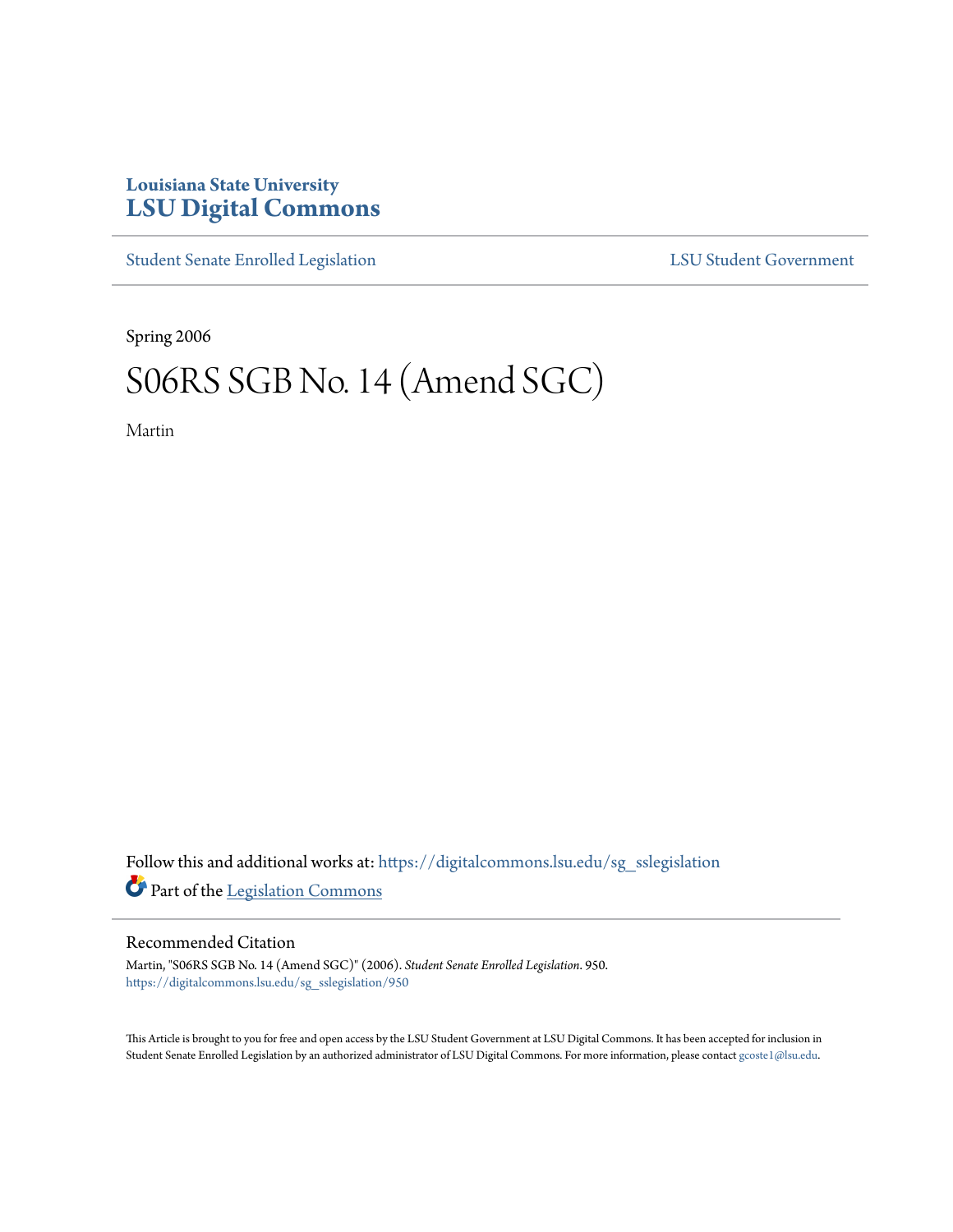Louisiana State University
# LSU Digital Commons

Student Senate Enrolled Legislation | LSU Student Government

Spring 2006

# S06RS SGB No. 14 (Amend SGC)

Martin

Follow this and additional works at: https://digitalcommons.lsu.edu/sg_sslegislation

Part of the Legislation Commons

## Recommended Citation

Martin, "S06RS SGB No. 14 (Amend SGC)" (2006). *Student Senate Enrolled Legislation*. 950.
https://digitalcommons.lsu.edu/sg_sslegislation/950

This Article is brought to you for free and open access by the LSU Student Government at LSU Digital Commons. It has been accepted for inclusion in Student Senate Enrolled Legislation by an authorized administrator of LSU Digital Commons. For more information, please contact gcoste1@lsu.edu.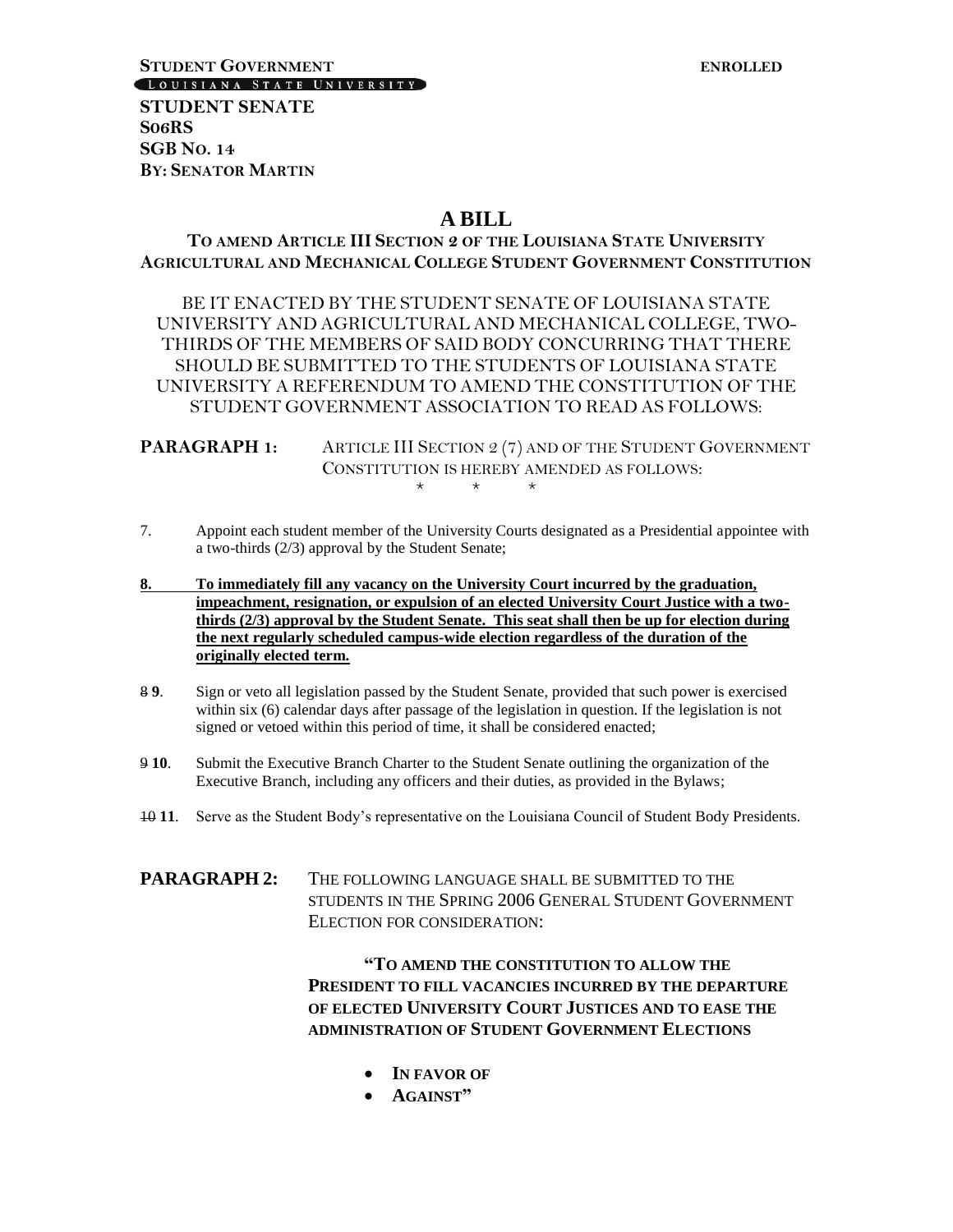**STUDENT GOVERNMENT** **ENROLLED**

LOUISIANA STATE UNIVERSITY

**STUDENT SENATE**
**S06RS**
**SGB NO. 14**
**BY: SENATOR MARTIN**

# A BILL

## TO AMEND ARTICLE III SECTION 2 OF THE LOUISIANA STATE UNIVERSITY AGRICULTURAL AND MECHANICAL COLLEGE STUDENT GOVERNMENT CONSTITUTION

BE IT ENACTED BY THE STUDENT SENATE OF LOUISIANA STATE UNIVERSITY AND AGRICULTURAL AND MECHANICAL COLLEGE, TWO-THIRDS OF THE MEMBERS OF SAID BODY CONCURRING THAT THERE SHOULD BE SUBMITTED TO THE STUDENTS OF LOUISIANA STATE UNIVERSITY A REFERENDUM TO AMEND THE CONSTITUTION OF THE STUDENT GOVERNMENT ASSOCIATION TO READ AS FOLLOWS:

**PARAGRAPH 1:** ARTICLE III SECTION 2 (7) AND OF THE STUDENT GOVERNMENT CONSTITUTION IS HEREBY AMENDED AS FOLLOWS:

\* \* \*

7. Appoint each student member of the University Courts designated as a Presidential appointee with a two-thirds (2/3) approval by the Student Senate;

**8. To immediately fill any vacancy on the University Court incurred by the graduation, impeachment, resignation, or expulsion of an elected University Court Justice with a two-thirds (2/3) approval by the Student Senate. This seat shall then be up for election during the next regularly scheduled campus-wide election regardless of the duration of the originally elected term.**

~~8~~ **9**. Sign or veto all legislation passed by the Student Senate, provided that such power is exercised within six (6) calendar days after passage of the legislation in question. If the legislation is not signed or vetoed within this period of time, it shall be considered enacted;

~~9~~ **10**. Submit the Executive Branch Charter to the Student Senate outlining the organization of the Executive Branch, including any officers and their duties, as provided in the Bylaws;

~~10~~ **11**. Serve as the Student Body's representative on the Louisiana Council of Student Body Presidents.

**PARAGRAPH 2:** THE FOLLOWING LANGUAGE SHALL BE SUBMITTED TO THE STUDENTS IN THE SPRING 2006 GENERAL STUDENT GOVERNMENT ELECTION FOR CONSIDERATION:

**"TO AMEND THE CONSTITUTION TO ALLOW THE PRESIDENT TO FILL VACANCIES INCURRED BY THE DEPARTURE OF ELECTED UNIVERSITY COURT JUSTICES AND TO EASE THE ADMINISTRATION OF STUDENT GOVERNMENT ELECTIONS**

- **IN FAVOR OF**
- **AGAINST"**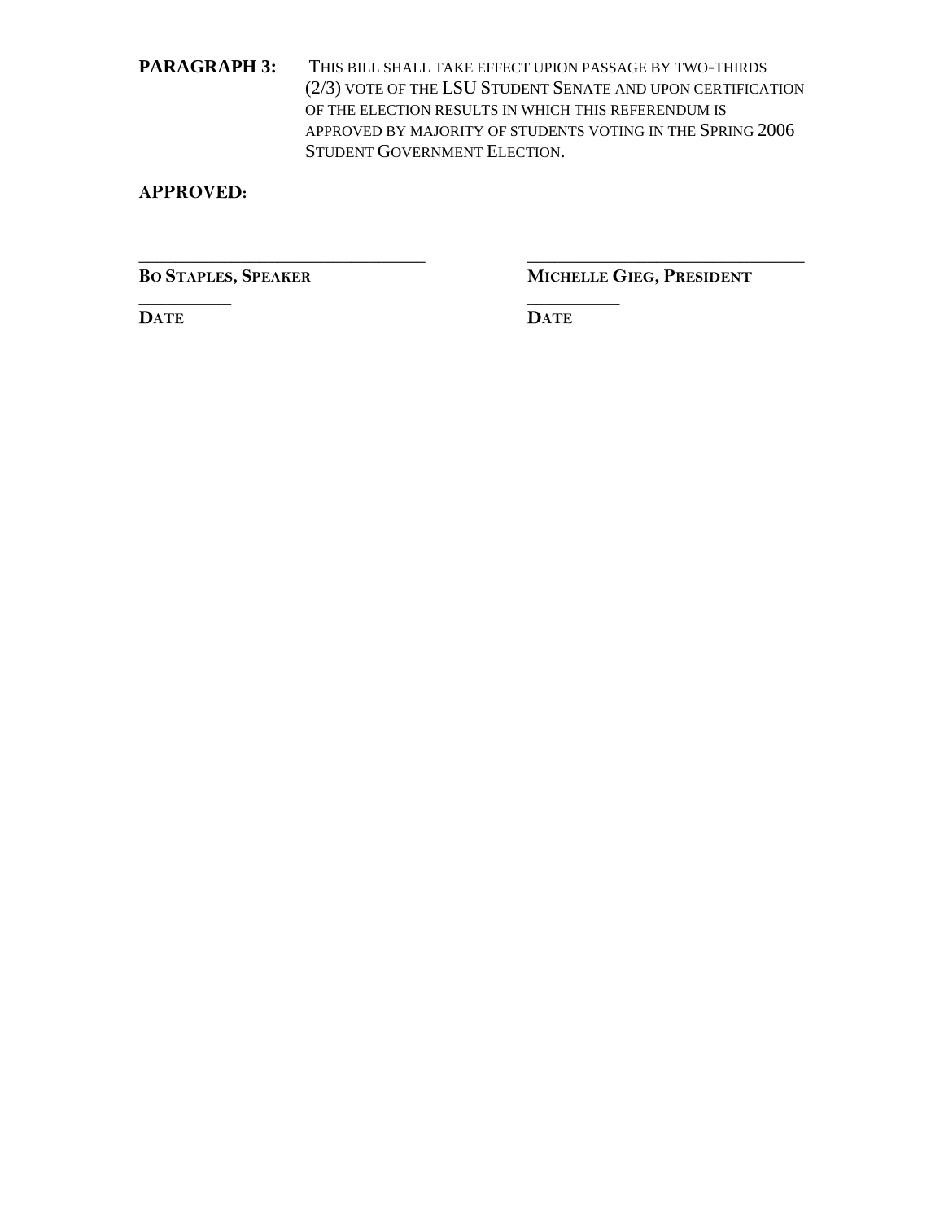**PARAGRAPH 3:** THIS BILL SHALL TAKE EFFECT UPION PASSAGE BY TWO-THIRDS (2/3) VOTE OF THE LSU STUDENT SENATE AND UPON CERTIFICATION OF THE ELECTION RESULTS IN WHICH THIS REFERENDUM IS APPROVED BY MAJORITY OF STUDENTS VOTING IN THE SPRING 2006 STUDENT GOVERNMENT ELECTION.

**APPROVED:**

| | |
|---|---|
| ________________________________ | ________________________________ |
| **BO STAPLES, SPEAKER** | **MICHELLE GIEG, PRESIDENT** |
| __________ | __________ |
| **DATE** | **DATE** |